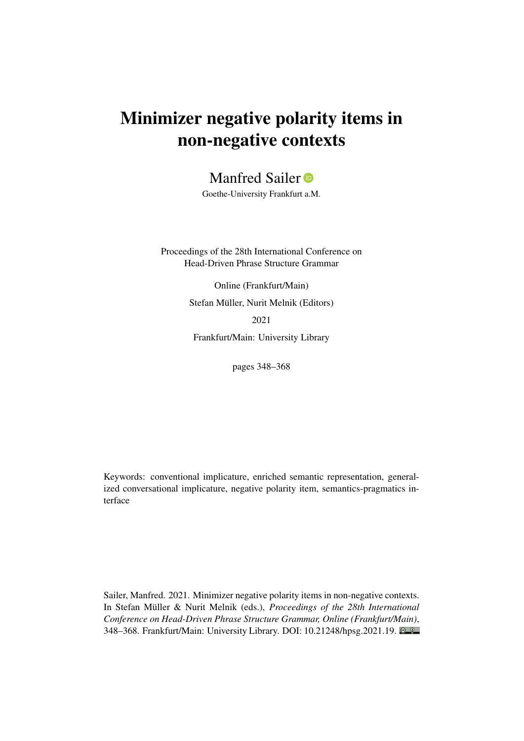# Minimizer negative polarity items in non-negative contexts

Manfred Sailer

Goethe-University Frankfurt a.M.

Proceedings of the 28th International Conference on Head-Driven Phrase Structure Grammar

Online (Frankfurt/Main)

Stefan Müller, Nurit Melnik (Editors)

2021

Frankfurt/Main: University Library

pages 348–368

Keywords: conventional implicature, enriched semantic representation, generalized conversational implicature, negative polarity item, semantics-pragmatics interface

Sailer, Manfred. 2021. Minimizer negative polarity items in non-negative contexts. In Stefan Müller & Nurit Melnik (eds.), *Proceedings of the 28th International Conference on Head-Driven Phrase Structure Grammar, Online (Frankfurt/Main)*, 348–368. Frankfurt/Main: University Library. DOI: 10.21248/hpsg.2021.19.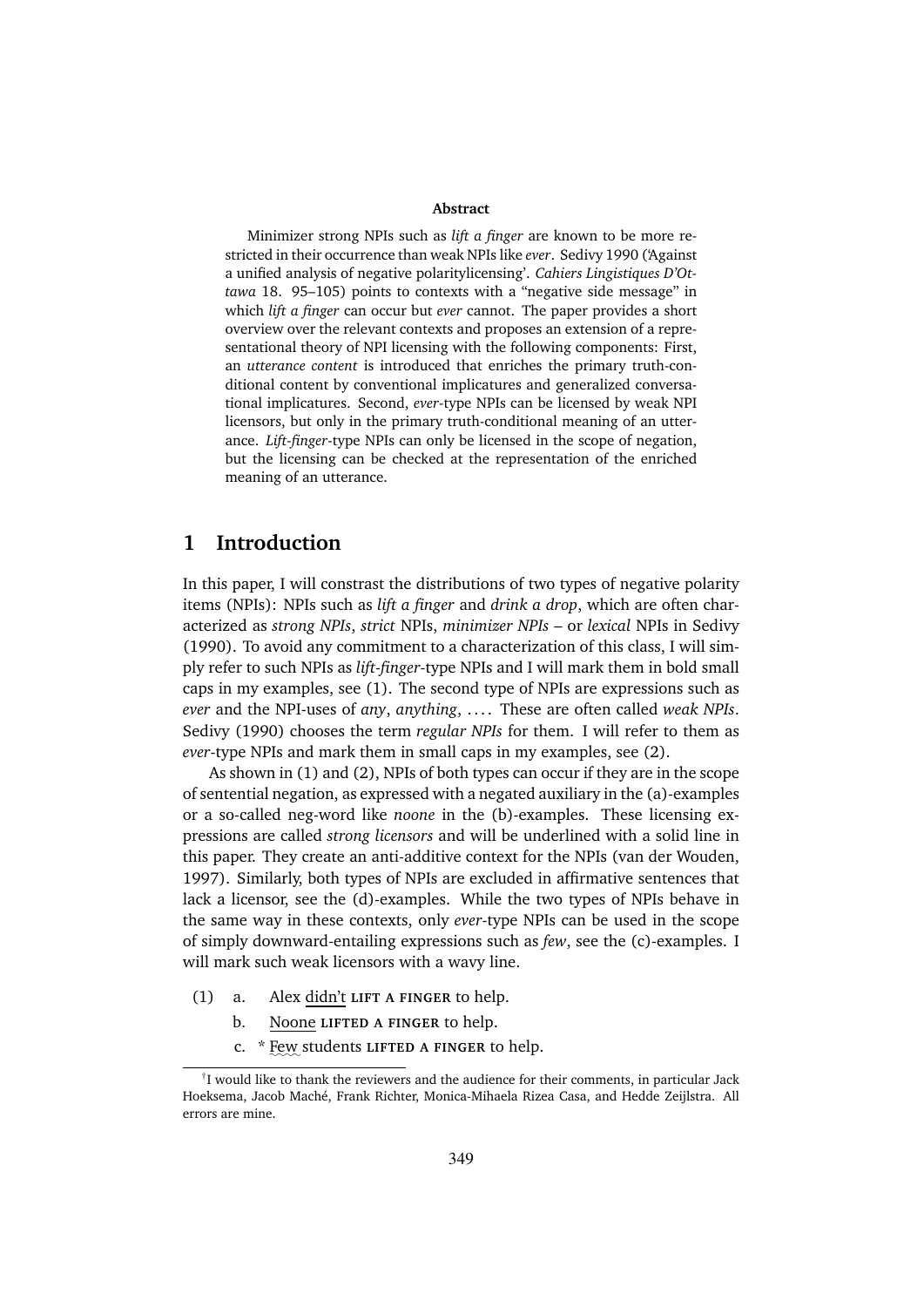**Abstract**

Minimizer strong NPIs such as *lift a finger* are known to be more restricted in their occurrence than weak NPIs like *ever*. Sedivy 1990 ('Against a unified analysis of negative polaritylicensing'. *Cahiers Lingistiques D'Ottawa* 18. 95–105) points to contexts with a "negative side message" in which *lift a finger* can occur but *ever* cannot. The paper provides a short overview over the relevant contexts and proposes an extension of a representational theory of NPI licensing with the following components: First, an *utterance content* is introduced that enriches the primary truth-conditional content by conventional implicatures and generalized conversational implicatures. Second, *ever*-type NPIs can be licensed by weak NPI licensors, but only in the primary truth-conditional meaning of an utterance. *Lift-finger*-type NPIs can only be licensed in the scope of negation, but the licensing can be checked at the representation of the enriched meaning of an utterance.

# 1 Introduction

In this paper, I will constrast the distributions of two types of negative polarity items (NPIs): NPIs such as *lift a finger* and *drink a drop*, which are often characterized as *strong NPIs*, *strict* NPIs, *minimizer NPIs* – or *lexical* NPIs in Sedivy (1990). To avoid any commitment to a characterization of this class, I will simply refer to such NPIs as *lift-finger*-type NPIs and I will mark them in bold small caps in my examples, see (1). The second type of NPIs are expressions such as *ever* and the NPI-uses of *any*, *anything*, .... These are often called *weak NPIs*. Sedivy (1990) chooses the term *regular NPIs* for them. I will refer to them as *ever*-type NPIs and mark them in small caps in my examples, see (2).

As shown in (1) and (2), NPIs of both types can occur if they are in the scope of sentential negation, as expressed with a negated auxiliary in the (a)-examples or a so-called neg-word like *noone* in the (b)-examples. These licensing expressions are called *strong licensors* and will be underlined with a solid line in this paper. They create an anti-additive context for the NPIs (van der Wouden, 1997). Similarly, both types of NPIs are excluded in affirmative sentences that lack a licensor, see the (d)-examples. While the two types of NPIs behave in the same way in these contexts, only *ever*-type NPIs can be used in the scope of simply downward-entailing expressions such as *few*, see the (c)-examples. I will mark such weak licensors with a wavy line.

(1) a. Alex didn't **LIFT A FINGER** to help.

b. Noone **LIFTED A FINGER** to help.

c. * Few students **LIFTED A FINGER** to help.

---

[†]I would like to thank the reviewers and the audience for their comments, in particular Jack Hoeksema, Jacob Maché, Frank Richter, Monica-Mihaela Rizea Casa, and Hedde Zeijlstra. All errors are mine.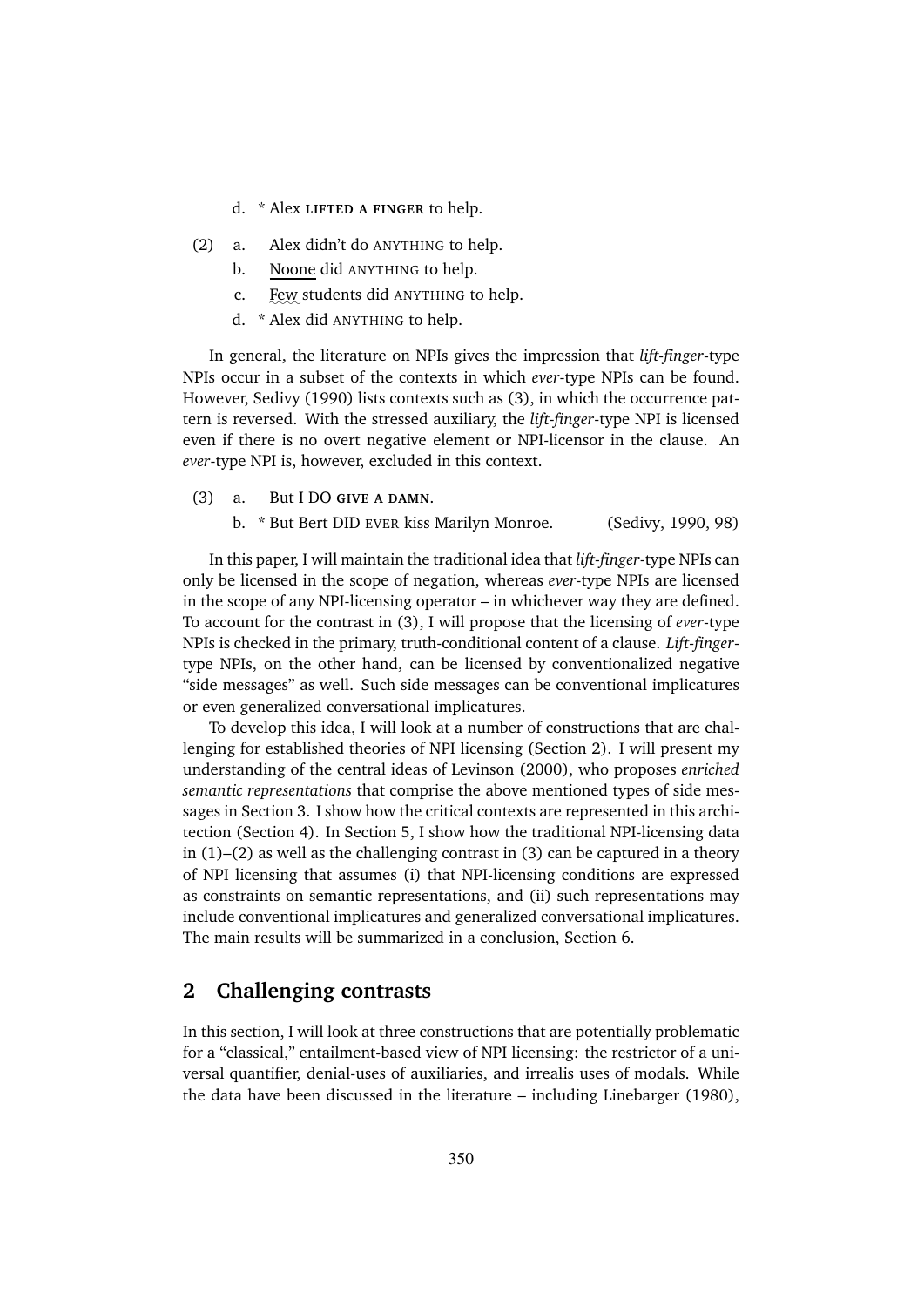d. * Alex LIFTED A FINGER to help.

(2) a. Alex didn't do ANYTHING to help.

b. Noone did ANYTHING to help.

c. Few students did ANYTHING to help.

d. * Alex did ANYTHING to help.

In general, the literature on NPIs gives the impression that *lift-finger*-type NPIs occur in a subset of the contexts in which *ever*-type NPIs can be found. However, Sedivy (1990) lists contexts such as (3), in which the occurrence pattern is reversed. With the stressed auxiliary, the *lift-finger*-type NPI is licensed even if there is no overt negative element or NPI-licensor in the clause. An *ever*-type NPI is, however, excluded in this context.

(3) a. But I DO **GIVE A DAMN**.

b. * But Bert DID EVER kiss Marilyn Monroe. (Sedivy, 1990, 98)

In this paper, I will maintain the traditional idea that *lift-finger*-type NPIs can only be licensed in the scope of negation, whereas *ever*-type NPIs are licensed in the scope of any NPI-licensing operator – in whichever way they are defined. To account for the contrast in (3), I will propose that the licensing of *ever*-type NPIs is checked in the primary, truth-conditional content of a clause. *Lift-finger*-type NPIs, on the other hand, can be licensed by conventionalized negative "side messages" as well. Such side messages can be conventional implicatures or even generalized conversational implicatures.

To develop this idea, I will look at a number of constructions that are challenging for established theories of NPI licensing (Section 2). I will present my understanding of the central ideas of Levinson (2000), who proposes *enriched semantic representations* that comprise the above mentioned types of side messages in Section 3. I show how the critical contexts are represented in this architecture (Section 4). In Section 5, I show how the traditional NPI-licensing data in (1)–(2) as well as the challenging contrast in (3) can be captured in a theory of NPI licensing that assumes (i) that NPI-licensing conditions are expressed as constraints on semantic representations, and (ii) such representations may include conventional implicatures and generalized conversational implicatures. The main results will be summarized in a conclusion, Section 6.

## 2 Challenging contrasts

In this section, I will look at three constructions that are potentially problematic for a "classical," entailment-based view of NPI licensing: the restrictor of a universal quantifier, denial-uses of auxiliaries, and irrealis uses of modals. While the data have been discussed in the literature – including Linebarger (1980),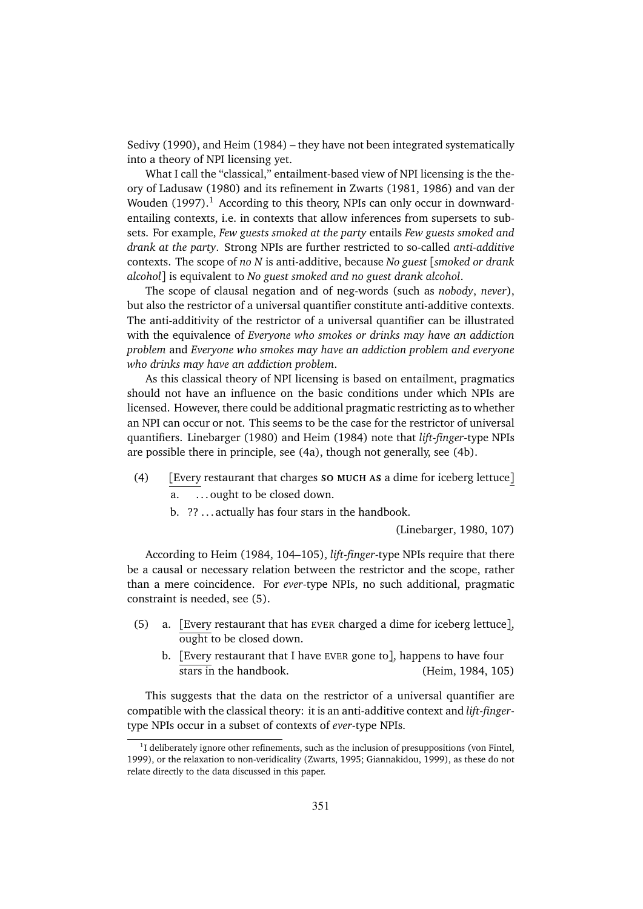Sedivy (1990), and Heim (1984) – they have not been integrated systematically into a theory of NPI licensing yet.

What I call the "classical," entailment-based view of NPI licensing is the theory of Ladusaw (1980) and its refinement in Zwarts (1981, 1986) and van der Wouden (1997).[1] According to this theory, NPIs can only occur in downward-entailing contexts, i.e. in contexts that allow inferences from supersets to subsets. For example, *Few guests smoked at the party* entails *Few guests smoked and drank at the party*. Strong NPIs are further restricted to so-called *anti-additive* contexts. The scope of *no N* is anti-additive, because *No guest* [*smoked or drank alcohol*] is equivalent to *No guest smoked and no guest drank alcohol*.

The scope of clausal negation and of neg-words (such as *nobody*, *never*), but also the restrictor of a universal quantifier constitute anti-additive contexts. The anti-additivity of the restrictor of a universal quantifier can be illustrated with the equivalence of *Everyone who smokes or drinks may have an addiction problem* and *Everyone who smokes may have an addiction problem and everyone who drinks may have an addiction problem*.

As this classical theory of NPI licensing is based on entailment, pragmatics should not have an influence on the basic conditions under which NPIs are licensed. However, there could be additional pragmatic restricting as to whether an NPI can occur or not. This seems to be the case for the restrictor of universal quantifiers. Linebarger (1980) and Heim (1984) note that *lift-finger*-type NPIs are possible there in principle, see (4a), though not generally, see (4b).

(4) [Every restaurant that charges **SO MUCH AS** a dime for iceberg lettuce]
  a. ...ought to be closed down.
  b. ?? ...actually has four stars in the handbook.
  (Linebarger, 1980, 107)

According to Heim (1984, 104–105), *lift-finger*-type NPIs require that there be a causal or necessary relation between the restrictor and the scope, rather than a mere coincidence. For *ever*-type NPIs, no such additional, pragmatic constraint is needed, see (5).

(5) a. [Every restaurant that has EVER charged a dime for iceberg lettuce], ought to be closed down.
  b. [Every restaurant that I have EVER gone to], happens to have four stars in the handbook. (Heim, 1984, 105)

This suggests that the data on the restrictor of a universal quantifier are compatible with the classical theory: it is an anti-additive context and *lift-finger*-type NPIs occur in a subset of contexts of *ever*-type NPIs.

[1] I deliberately ignore other refinements, such as the inclusion of presuppositions (von Fintel, 1999), or the relaxation to non-veridicality (Zwarts, 1995; Giannakidou, 1999), as these do not relate directly to the data discussed in this paper.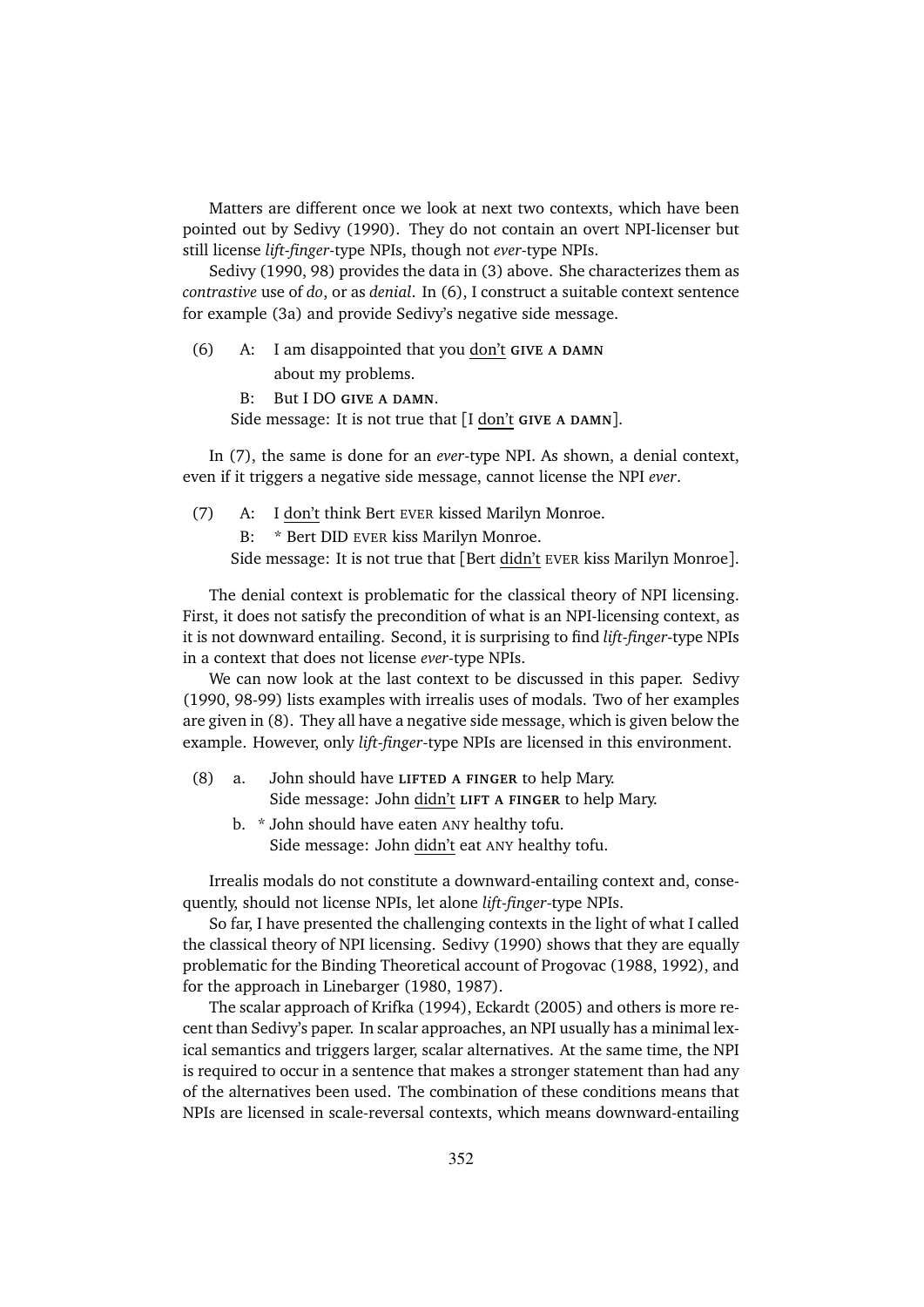Matters are different once we look at next two contexts, which have been pointed out by Sedivy (1990). They do not contain an overt NPI-licenser but still license *lift-finger*-type NPIs, though not *ever*-type NPIs.

Sedivy (1990, 98) provides the data in (3) above. She characterizes them as *contrastive* use of *do*, or as *denial*. In (6), I construct a suitable context sentence for example (3a) and provide Sedivy's negative side message.

(6) A: I am disappointed that you <u>don't</u> **GIVE A DAMN** about my problems.

  B: But I DO **GIVE A DAMN**.

  Side message: It is not true that [I <u>don't</u> **GIVE A DAMN**].

In (7), the same is done for an *ever*-type NPI. As shown, a denial context, even if it triggers a negative side message, cannot license the NPI *ever*.

(7) A: I <u>don't</u> think Bert EVER kissed Marilyn Monroe.

  B: * Bert DID EVER kiss Marilyn Monroe.

  Side message: It is not true that [Bert <u>didn't</u> EVER kiss Marilyn Monroe].

The denial context is problematic for the classical theory of NPI licensing. First, it does not satisfy the precondition of what is an NPI-licensing context, as it is not downward entailing. Second, it is surprising to find *lift-finger*-type NPIs in a context that does not license *ever*-type NPIs.

We can now look at the last context to be discussed in this paper. Sedivy (1990, 98-99) lists examples with irrealis uses of modals. Two of her examples are given in (8). They all have a negative side message, which is given below the example. However, only *lift-finger*-type NPIs are licensed in this environment.

(8) a. John should have **LIFTED A FINGER** to help Mary.
  Side message: John <u>didn't</u> **LIFT A FINGER** to help Mary.

  b. * John should have eaten ANY healthy tofu.
  Side message: John <u>didn't</u> eat ANY healthy tofu.

Irrealis modals do not constitute a downward-entailing context and, consequently, should not license NPIs, let alone *lift-finger*-type NPIs.

So far, I have presented the challenging contexts in the light of what I called the classical theory of NPI licensing. Sedivy (1990) shows that they are equally problematic for the Binding Theoretical account of Progovac (1988, 1992), and for the approach in Linebarger (1980, 1987).

The scalar approach of Krifka (1994), Eckardt (2005) and others is more recent than Sedivy's paper. In scalar approaches, an NPI usually has a minimal lexical semantics and triggers larger, scalar alternatives. At the same time, the NPI is required to occur in a sentence that makes a stronger statement than had any of the alternatives been used. The combination of these conditions means that NPIs are licensed in scale-reversal contexts, which means downward-entailing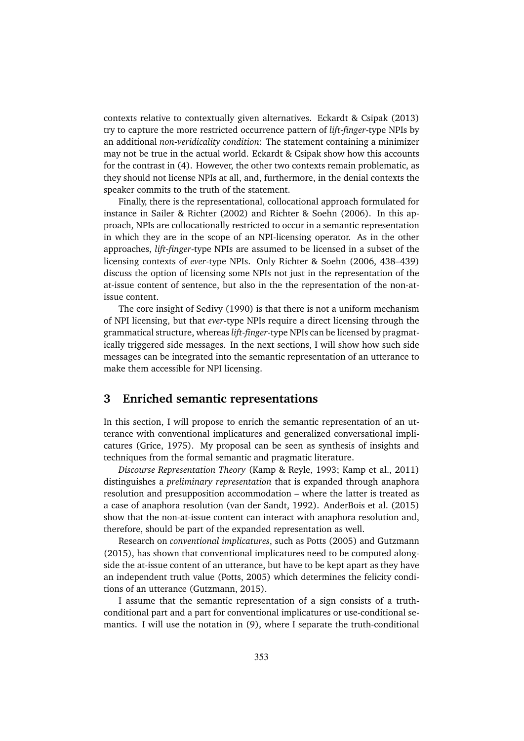contexts relative to contextually given alternatives. Eckardt & Csipak (2013) try to capture the more restricted occurrence pattern of *lift-finger*-type NPIs by an additional *non-veridicality condition*: The statement containing a minimizer may not be true in the actual world. Eckardt & Csipak show how this accounts for the contrast in (4). However, the other two contexts remain problematic, as they should not license NPIs at all, and, furthermore, in the denial contexts the speaker commits to the truth of the statement.

Finally, there is the representational, collocational approach formulated for instance in Sailer & Richter (2002) and Richter & Soehn (2006). In this approach, NPIs are collocationally restricted to occur in a semantic representation in which they are in the scope of an NPI-licensing operator. As in the other approaches, *lift-finger*-type NPIs are assumed to be licensed in a subset of the licensing contexts of *ever*-type NPIs. Only Richter & Soehn (2006, 438–439) discuss the option of licensing some NPIs not just in the representation of the at-issue content of sentence, but also in the the representation of the non-at-issue content.

The core insight of Sedivy (1990) is that there is not a uniform mechanism of NPI licensing, but that *ever*-type NPIs require a direct licensing through the grammatical structure, whereas *lift-finger*-type NPIs can be licensed by pragmatically triggered side messages. In the next sections, I will show how such side messages can be integrated into the semantic representation of an utterance to make them accessible for NPI licensing.

## 3 Enriched semantic representations

In this section, I will propose to enrich the semantic representation of an utterance with conventional implicatures and generalized conversational implicatures (Grice, 1975). My proposal can be seen as synthesis of insights and techniques from the formal semantic and pragmatic literature.

*Discourse Representation Theory* (Kamp & Reyle, 1993; Kamp et al., 2011) distinguishes a *preliminary representation* that is expanded through anaphora resolution and presupposition accommodation – where the latter is treated as a case of anaphora resolution (van der Sandt, 1992). AnderBois et al. (2015) show that the non-at-issue content can interact with anaphora resolution and, therefore, should be part of the expanded representation as well.

Research on *conventional implicatures*, such as Potts (2005) and Gutzmann (2015), has shown that conventional implicatures need to be computed alongside the at-issue content of an utterance, but have to be kept apart as they have an independent truth value (Potts, 2005) which determines the felicity conditions of an utterance (Gutzmann, 2015).

I assume that the semantic representation of a sign consists of a truth-conditional part and a part for conventional implicatures or use-conditional semantics. I will use the notation in (9), where I separate the truth-conditional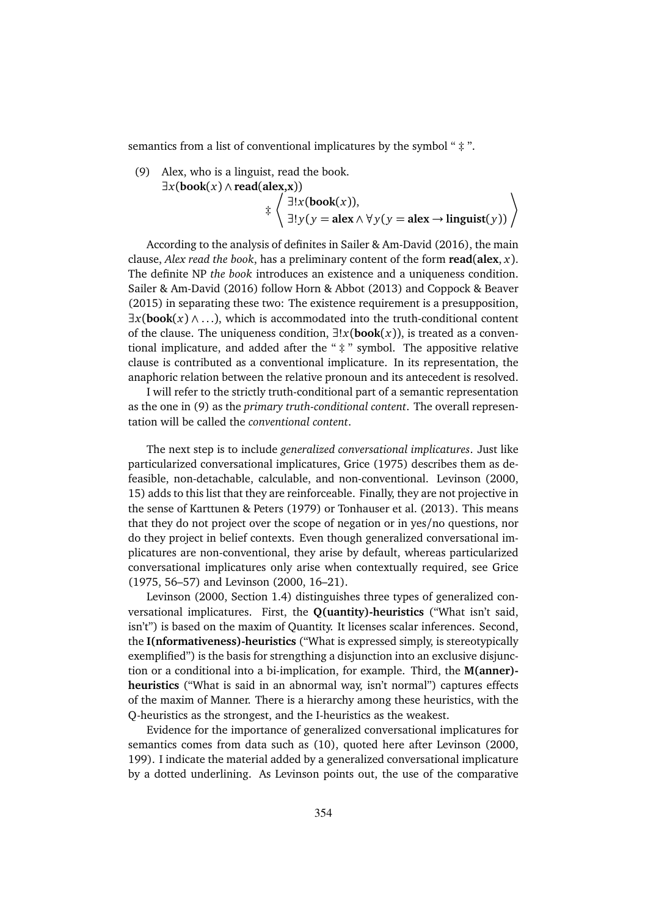semantics from a list of conventional implicatures by the symbol " ‡ ".

(9) Alex, who is a linguist, read the book.
$\exists x(\mathbf{book}(x) \wedge \mathbf{read(alex,x)})$

$$\ddagger \left\langle \begin{array}{l} \exists! x(\mathbf{book}(x)), \\ \exists! y(y = \mathbf{alex} \wedge \forall y(y = \mathbf{alex} \rightarrow \mathbf{linguist}(y)) \end{array} \right\rangle$$

According to the analysis of definites in Sailer & Am-David (2016), the main clause, *Alex read the book*, has a preliminary content of the form $\mathbf{read}(\mathbf{alex}, x)$. The definite NP *the book* introduces an existence and a uniqueness condition. Sailer & Am-David (2016) follow Horn & Abbot (2013) and Coppock & Beaver (2015) in separating these two: The existence requirement is a presupposition, $\exists x(\mathbf{book}(x) \wedge \ldots)$, which is accommodated into the truth-conditional content of the clause. The uniqueness condition, $\exists! x(\mathbf{book}(x))$, is treated as a conventional implicature, and added after the " ‡ " symbol. The appositive relative clause is contributed as a conventional implicature. In its representation, the anaphoric relation between the relative pronoun and its antecedent is resolved.

I will refer to the strictly truth-conditional part of a semantic representation as the one in (9) as the *primary truth-conditional content*. The overall representation will be called the *conventional content*.

The next step is to include *generalized conversational implicatures*. Just like particularized conversational implicatures, Grice (1975) describes them as defeasible, non-detachable, calculable, and non-conventional. Levinson (2000, 15) adds to this list that they are reinforceable. Finally, they are not projective in the sense of Karttunen & Peters (1979) or Tonhauser et al. (2013). This means that they do not project over the scope of negation or in yes/no questions, nor do they project in belief contexts. Even though generalized conversational implicatures are non-conventional, they arise by default, whereas particularized conversational implicatures only arise when contextually required, see Grice (1975, 56–57) and Levinson (2000, 16–21).

Levinson (2000, Section 1.4) distinguishes three types of generalized conversational implicatures. First, the **Q(uantity)-heuristics** ("What isn't said, isn't") is based on the maxim of Quantity. It licenses scalar inferences. Second, the **I(nformativeness)-heuristics** ("What is expressed simply, is stereotypically exemplified") is the basis for strengthning a disjunction into an exclusive disjunction or a conditional into a bi-implication, for example. Third, the **M(anner)-heuristics** ("What is said in an abnormal way, isn't normal") captures effects of the maxim of Manner. There is a hierarchy among these heuristics, with the Q-heuristics as the strongest, and the I-heuristics as the weakest.

Evidence for the importance of generalized conversational implicatures for semantics comes from data such as (10), quoted here after Levinson (2000, 199). I indicate the material added by a generalized conversational implicature by a dotted underlining. As Levinson points out, the use of the comparative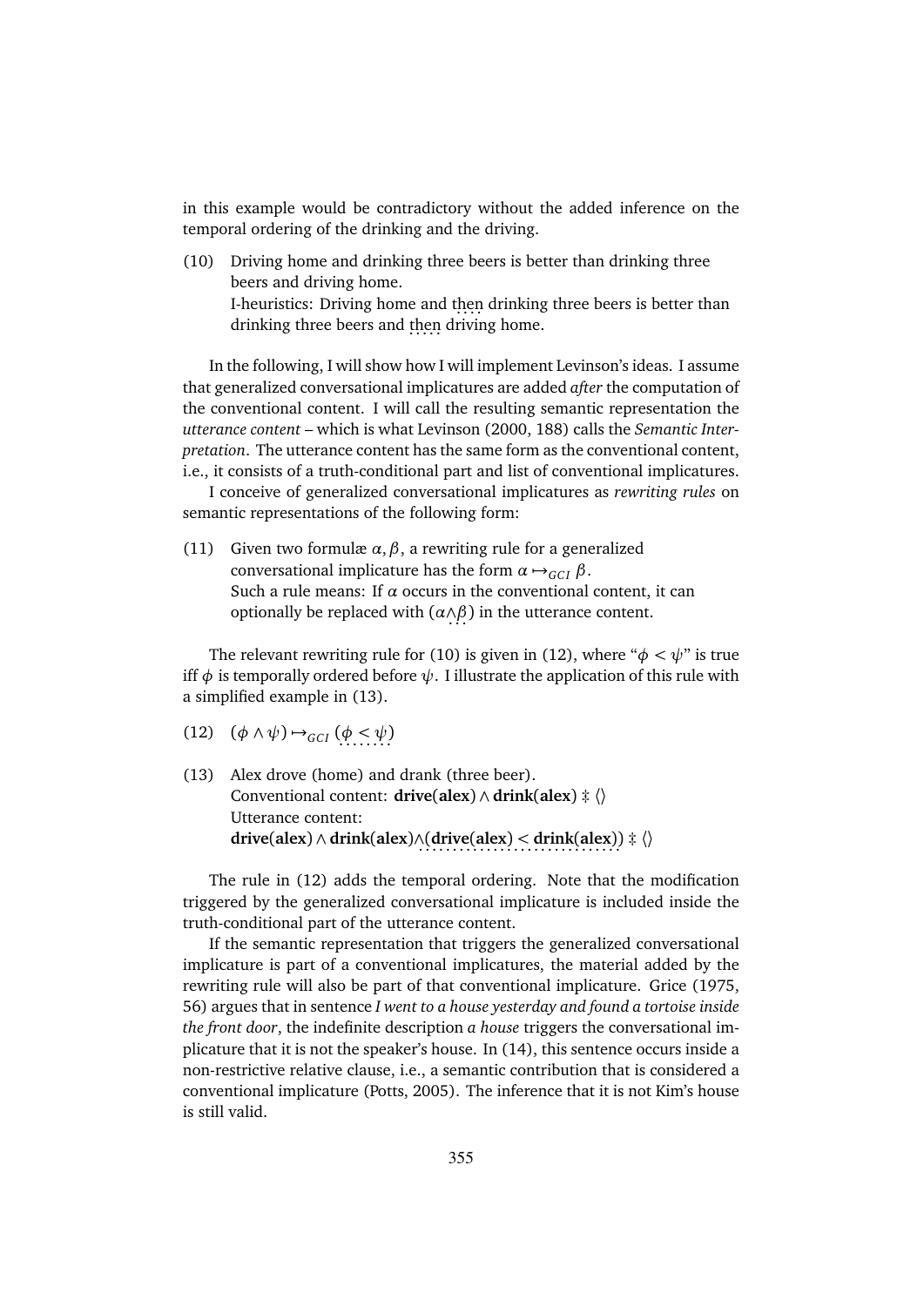in this example would be contradictory without the added inference on the temporal ordering of the drinking and the driving.

(10) Driving home and drinking three beers is better than drinking three beers and driving home.
I-heuristics: Driving home and then drinking three beers is better than drinking three beers and then driving home.

In the following, I will show how I will implement Levinson's ideas. I assume that generalized conversational implicatures are added *after* the computation of the conventional content. I will call the resulting semantic representation the *utterance content* – which is what Levinson (2000, 188) calls the *Semantic Interpretation*. The utterance content has the same form as the conventional content, i.e., it consists of a truth-conditional part and list of conventional implicatures.

I conceive of generalized conversational implicatures as *rewriting rules* on semantic representations of the following form:

(11) Given two formulæ $\alpha, \beta$, a rewriting rule for a generalized conversational implicature has the form $\alpha \mapsto_{GCI} \beta$.
Such a rule means: If $\alpha$ occurs in the conventional content, it can optionally be replaced with $(\alpha \wedge \beta)$ in the utterance content.

The relevant rewriting rule for (10) is given in (12), where "$\phi < \psi$" is true iff $\phi$ is temporally ordered before $\psi$. I illustrate the application of this rule with a simplified example in (13).

(12) $(\phi \wedge \psi) \mapsto_{GCI} (\phi < \psi)$

(13) Alex drove (home) and drank (three beer).
Conventional content: $\mathbf{drive}(\mathbf{alex}) \wedge \mathbf{drink}(\mathbf{alex}) \ddagger \langle\rangle$
Utterance content:
$\mathbf{drive}(\mathbf{alex}) \wedge \mathbf{drink}(\mathbf{alex}) \wedge (\mathbf{drive}(\mathbf{alex}) < \mathbf{drink}(\mathbf{alex})) \ddagger \langle\rangle$

The rule in (12) adds the temporal ordering. Note that the modification triggered by the generalized conversational implicature is included inside the truth-conditional part of the utterance content.

If the semantic representation that triggers the generalized conversational implicature is part of a conventional implicatures, the material added by the rewriting rule will also be part of that conventional implicature. Grice (1975, 56) argues that in sentence *I went to a house yesterday and found a tortoise inside the front door*, the indefinite description *a house* triggers the conversational implicature that it is not the speaker's house. In (14), this sentence occurs inside a non-restrictive relative clause, i.e., a semantic contribution that is considered a conventional implicature (Potts, 2005). The inference that it is not Kim's house is still valid.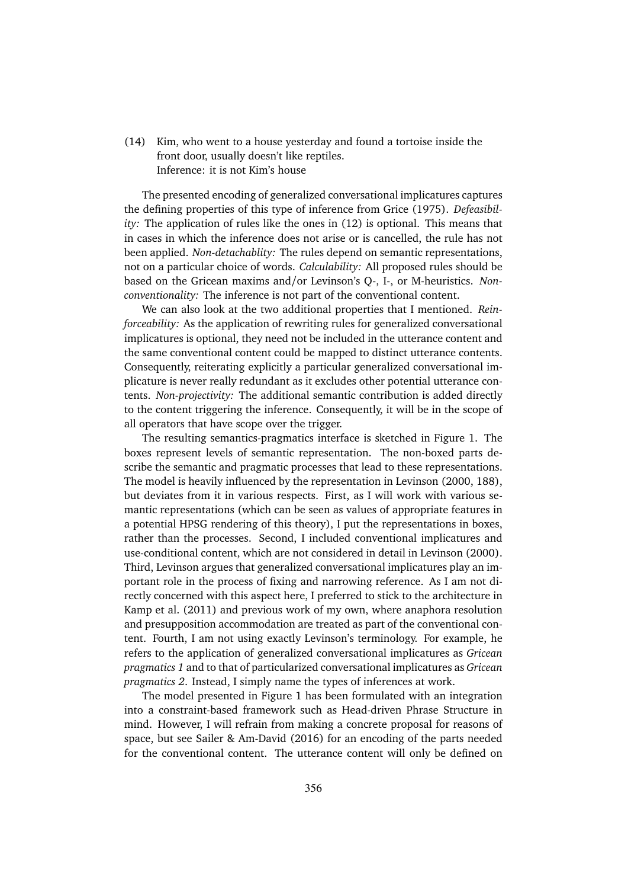(14) Kim, who went to a house yesterday and found a tortoise inside the front door, usually doesn't like reptiles.
Inference: it is not Kim's house

The presented encoding of generalized conversational implicatures captures the defining properties of this type of inference from Grice (1975). *Defeasibility:* The application of rules like the ones in (12) is optional. This means that in cases in which the inference does not arise or is cancelled, the rule has not been applied. *Non-detachablity:* The rules depend on semantic representations, not on a particular choice of words. *Calculability:* All proposed rules should be based on the Gricean maxims and/or Levinson's Q-, I-, or M-heuristics. *Non-conventionality:* The inference is not part of the conventional content.

We can also look at the two additional properties that I mentioned. *Reinforceability:* As the application of rewriting rules for generalized conversational implicatures is optional, they need not be included in the utterance content and the same conventional content could be mapped to distinct utterance contents. Consequently, reiterating explicitly a particular generalized conversational implicature is never really redundant as it excludes other potential utterance contents. *Non-projectivity:* The additional semantic contribution is added directly to the content triggering the inference. Consequently, it will be in the scope of all operators that have scope over the trigger.

The resulting semantics-pragmatics interface is sketched in Figure 1. The boxes represent levels of semantic representation. The non-boxed parts describe the semantic and pragmatic processes that lead to these representations. The model is heavily influenced by the representation in Levinson (2000, 188), but deviates from it in various respects. First, as I will work with various semantic representations (which can be seen as values of appropriate features in a potential HPSG rendering of this theory), I put the representations in boxes, rather than the processes. Second, I included conventional implicatures and use-conditional content, which are not considered in detail in Levinson (2000). Third, Levinson argues that generalized conversational implicatures play an important role in the process of fixing and narrowing reference. As I am not directly concerned with this aspect here, I preferred to stick to the architecture in Kamp et al. (2011) and previous work of my own, where anaphora resolution and presupposition accommodation are treated as part of the conventional content. Fourth, I am not using exactly Levinson's terminology. For example, he refers to the application of generalized conversational implicatures as *Gricean pragmatics 1* and to that of particularized conversational implicatures as *Gricean pragmatics 2*. Instead, I simply name the types of inferences at work.

The model presented in Figure 1 has been formulated with an integration into a constraint-based framework such as Head-driven Phrase Structure in mind. However, I will refrain from making a concrete proposal for reasons of space, but see Sailer & Am-David (2016) for an encoding of the parts needed for the conventional content. The utterance content will only be defined on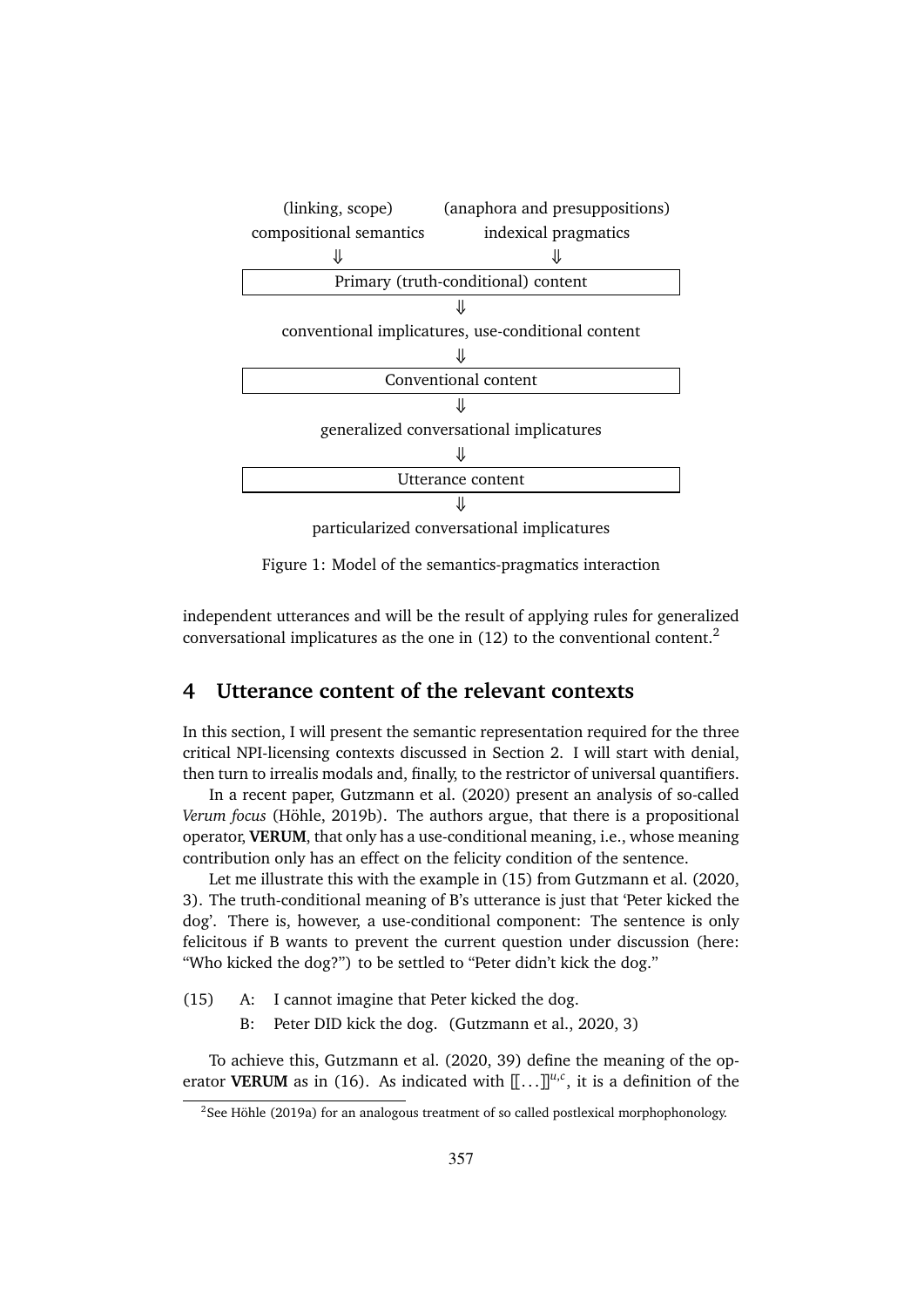| (linking, scope) | (anaphora and presuppositions) |
| --- | --- |
| compositional semantics | indexical pragmatics |
| ⇓ | ⇓ |

**Primary (truth-conditional) content**

⇓

conventional implicatures, use-conditional content

⇓

**Conventional content**

⇓

generalized conversational implicatures

⇓

**Utterance content**

⇓

particularized conversational implicatures

Figure 1: Model of the semantics-pragmatics interaction

independent utterances and will be the result of applying rules for generalized conversational implicatures as the one in (12) to the conventional content.[2]

## 4 Utterance content of the relevant contexts

In this section, I will present the semantic representation required for the three critical NPI-licensing contexts discussed in Section 2. I will start with denial, then turn to irrealis modals and, finally, to the restrictor of universal quantifiers.

In a recent paper, Gutzmann et al. (2020) present an analysis of so-called *Verum focus* (Höhle, 2019b). The authors argue, that there is a propositional operator, **VERUM**, that only has a use-conditional meaning, i.e., whose meaning contribution only has an effect on the felicity condition of the sentence.

Let me illustrate this with the example in (15) from Gutzmann et al. (2020, 3). The truth-conditional meaning of B's utterance is just that 'Peter kicked the dog'. There is, however, a use-conditional component: The sentence is only felicitous if B wants to prevent the current question under discussion (here: "Who kicked the dog?") to be settled to "Peter didn't kick the dog."

(15) A: I cannot imagine that Peter kicked the dog.
B: Peter DID kick the dog. (Gutzmann et al., 2020, 3)

To achieve this, Gutzmann et al. (2020, 39) define the meaning of the operator **VERUM** as in (16). As indicated with $[\![ \dots ]\!]^{u,c}$, it is a definition of the

[2] See Höhle (2019a) for an analogous treatment of so called postlexical morphophonology.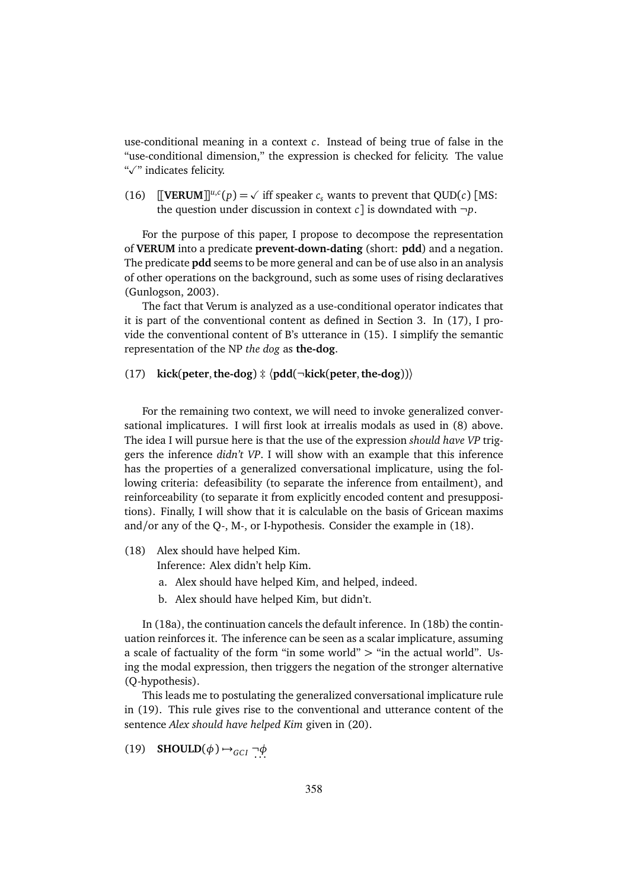use-conditional meaning in a context $c$. Instead of being true of false in the "use-conditional dimension," the expression is checked for felicity. The value "✓" indicates felicity.

(16) $[\![\textbf{VERUM}]\!]^{u,c}(p) = \checkmark$ iff speaker $c_s$ wants to prevent that QUD($c$) [MS: the question under discussion in context $c$] is downdated with $\neg p$.

For the purpose of this paper, I propose to decompose the representation of **VERUM** into a predicate **prevent-down-dating** (short: **pdd**) and a negation. The predicate **pdd** seems to be more general and can be of use also in an analysis of other operations on the background, such as some uses of rising declaratives (Gunlogson, 2003).

The fact that Verum is analyzed as a use-conditional operator indicates that it is part of the conventional content as defined in Section 3. In (17), I provide the conventional content of B's utterance in (15). I simplify the semantic representation of the NP *the dog* as **the-dog**.

(17) $\textbf{kick}(\textbf{peter}, \textbf{the-dog}) \ddagger \langle \textbf{pdd}(\neg \textbf{kick}(\textbf{peter}, \textbf{the-dog})) \rangle$

For the remaining two context, we will need to invoke generalized conversational implicatures. I will first look at irrealis modals as used in (8) above. The idea I will pursue here is that the use of the expression *should have VP* triggers the inference *didn't VP*. I will show with an example that this inference has the properties of a generalized conversational implicature, using the following criteria: defeasibility (to separate the inference from entailment), and reinforceability (to separate it from explicitly encoded content and presuppositions). Finally, I will show that it is calculable on the basis of Gricean maxims and/or any of the Q-, M-, or I-hypothesis. Consider the example in (18).

(18) Alex should have helped Kim.
Inference: Alex didn't help Kim.
a. Alex should have helped Kim, and helped, indeed.
b. Alex should have helped Kim, but didn't.

In (18a), the continuation cancels the default inference. In (18b) the continuation reinforces it. The inference can be seen as a scalar implicature, assuming a scale of factuality of the form "in some world" > "in the actual world". Using the modal expression, then triggers the negation of the stronger alternative (Q-hypothesis).

This leads me to postulating the generalized conversational implicature rule in (19). This rule gives rise to the conventional and utterance content of the sentence *Alex should have helped Kim* given in (20).

(19) $\textbf{SHOULD}(\phi) \mapsto_{GCI} \underset{\cdots}{\neg\phi}$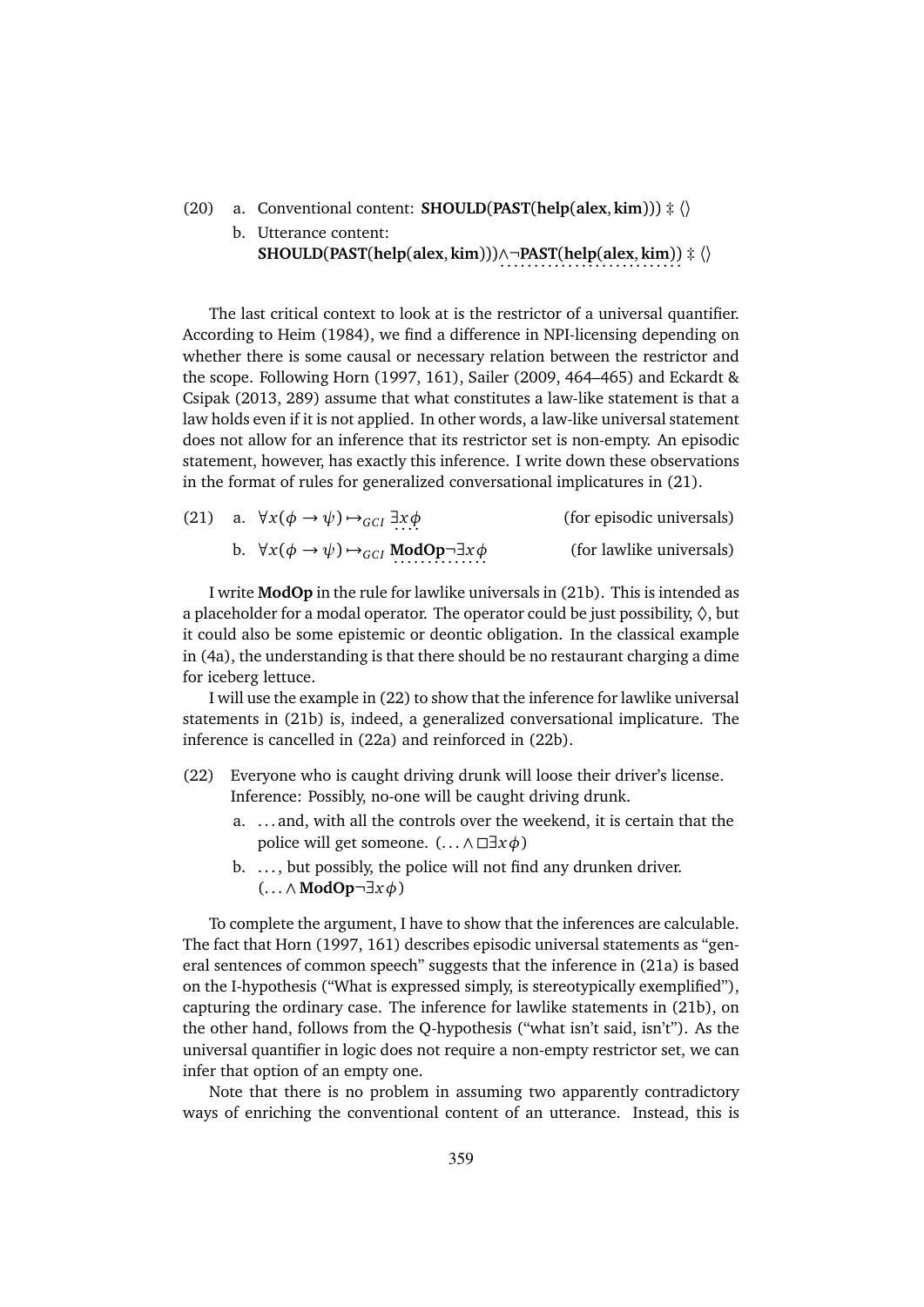(20) a. Conventional content: $\mathbf{SHOULD}(\mathbf{PAST}(\mathbf{help}(\mathbf{alex}, \mathbf{kim}))) \ddagger \langle\rangle$

b. Utterance content: $\mathbf{SHOULD}(\mathbf{PAST}(\mathbf{help}(\mathbf{alex}, \mathbf{kim}))) \wedge \underset{\cdots\cdots\cdots}{\neg \mathbf{PAST}(\mathbf{help}(\mathbf{alex}, \mathbf{kim}))} \ddagger \langle\rangle$

The last critical context to look at is the restrictor of a universal quantifier. According to Heim (1984), we find a difference in NPI-licensing depending on whether there is some causal or necessary relation between the restrictor and the scope. Following Horn (1997, 161), Sailer (2009, 464–465) and Eckardt & Csipak (2013, 289) assume that what constitutes a law-like statement is that a law holds even if it is not applied. In other words, a law-like universal statement does not allow for an inference that its restrictor set is non-empty. An episodic statement, however, has exactly this inference. I write down these observations in the format of rules for generalized conversational implicatures in (21).

(21) a. $\forall x(\phi \rightarrow \psi) \mapsto_{GCI} \exists x \phi$ (for episodic universals)

b. $\forall x(\phi \rightarrow \psi) \mapsto_{GCI} \mathbf{ModOp} \neg \exists x \phi$ (for lawlike universals)

I write **ModOp** in the rule for lawlike universals in (21b). This is intended as a placeholder for a modal operator. The operator could be just possibility, $\Diamond$, but it could also be some epistemic or deontic obligation. In the classical example in (4a), the understanding is that there should be no restaurant charging a dime for iceberg lettuce.

I will use the example in (22) to show that the inference for lawlike universal statements in (21b) is, indeed, a generalized conversational implicature. The inference is cancelled in (22a) and reinforced in (22b).

(22) Everyone who is caught driving drunk will loose their driver's license.
Inference: Possibly, no-one will be caught driving drunk.

a. ... and, with all the controls over the weekend, it is certain that the police will get someone. $(\ldots \wedge \Box \exists x \phi)$

b. ..., but possibly, the police will not find any drunken driver. $(\ldots \wedge \mathbf{ModOp} \neg \exists x \phi)$

To complete the argument, I have to show that the inferences are calculable. The fact that Horn (1997, 161) describes episodic universal statements as "general sentences of common speech" suggests that the inference in (21a) is based on the I-hypothesis ("What is expressed simply, is stereotypically exemplified"), capturing the ordinary case. The inference for lawlike statements in (21b), on the other hand, follows from the Q-hypothesis ("what isn't said, isn't"). As the universal quantifier in logic does not require a non-empty restrictor set, we can infer that option of an empty one.

Note that there is no problem in assuming two apparently contradictory ways of enriching the conventional content of an utterance. Instead, this is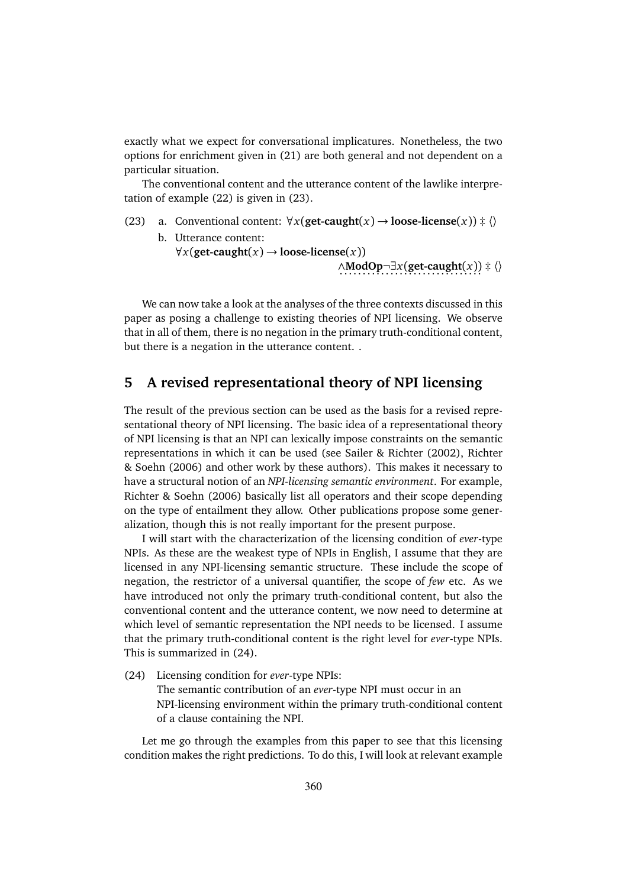exactly what we expect for conversational implicatures. Nonetheless, the two options for enrichment given in (21) are both general and not dependent on a particular situation.

The conventional content and the utterance content of the lawlike interpretation of example (22) is given in (23).

(23) a. Conventional content: $\forall x(\textbf{get-caught}(x) \rightarrow \textbf{loose-license}(x)) \ddagger \langle\rangle$

b. Utterance content:
$\forall x(\textbf{get-caught}(x) \rightarrow \textbf{loose-license}(x))$
$\wedge\textbf{ModOp}\neg\exists x(\textbf{get-caught}(x)) \ddagger \langle\rangle$

We can now take a look at the analyses of the three contexts discussed in this paper as posing a challenge to existing theories of NPI licensing. We observe that in all of them, there is no negation in the primary truth-conditional content, but there is a negation in the utterance content. .

## 5 A revised representational theory of NPI licensing

The result of the previous section can be used as the basis for a revised representational theory of NPI licensing. The basic idea of a representational theory of NPI licensing is that an NPI can lexically impose constraints on the semantic representations in which it can be used (see Sailer & Richter (2002), Richter & Soehn (2006) and other work by these authors). This makes it necessary to have a structural notion of an *NPI-licensing semantic environment*. For example, Richter & Soehn (2006) basically list all operators and their scope depending on the type of entailment they allow. Other publications propose some generalization, though this is not really important for the present purpose.

I will start with the characterization of the licensing condition of *ever*-type NPIs. As these are the weakest type of NPIs in English, I assume that they are licensed in any NPI-licensing semantic structure. These include the scope of negation, the restrictor of a universal quantifier, the scope of *few* etc. As we have introduced not only the primary truth-conditional content, but also the conventional content and the utterance content, we now need to determine at which level of semantic representation the NPI needs to be licensed. I assume that the primary truth-conditional content is the right level for *ever*-type NPIs. This is summarized in (24).

(24) Licensing condition for *ever*-type NPIs:
The semantic contribution of an *ever*-type NPI must occur in an NPI-licensing environment within the primary truth-conditional content of a clause containing the NPI.

Let me go through the examples from this paper to see that this licensing condition makes the right predictions. To do this, I will look at relevant example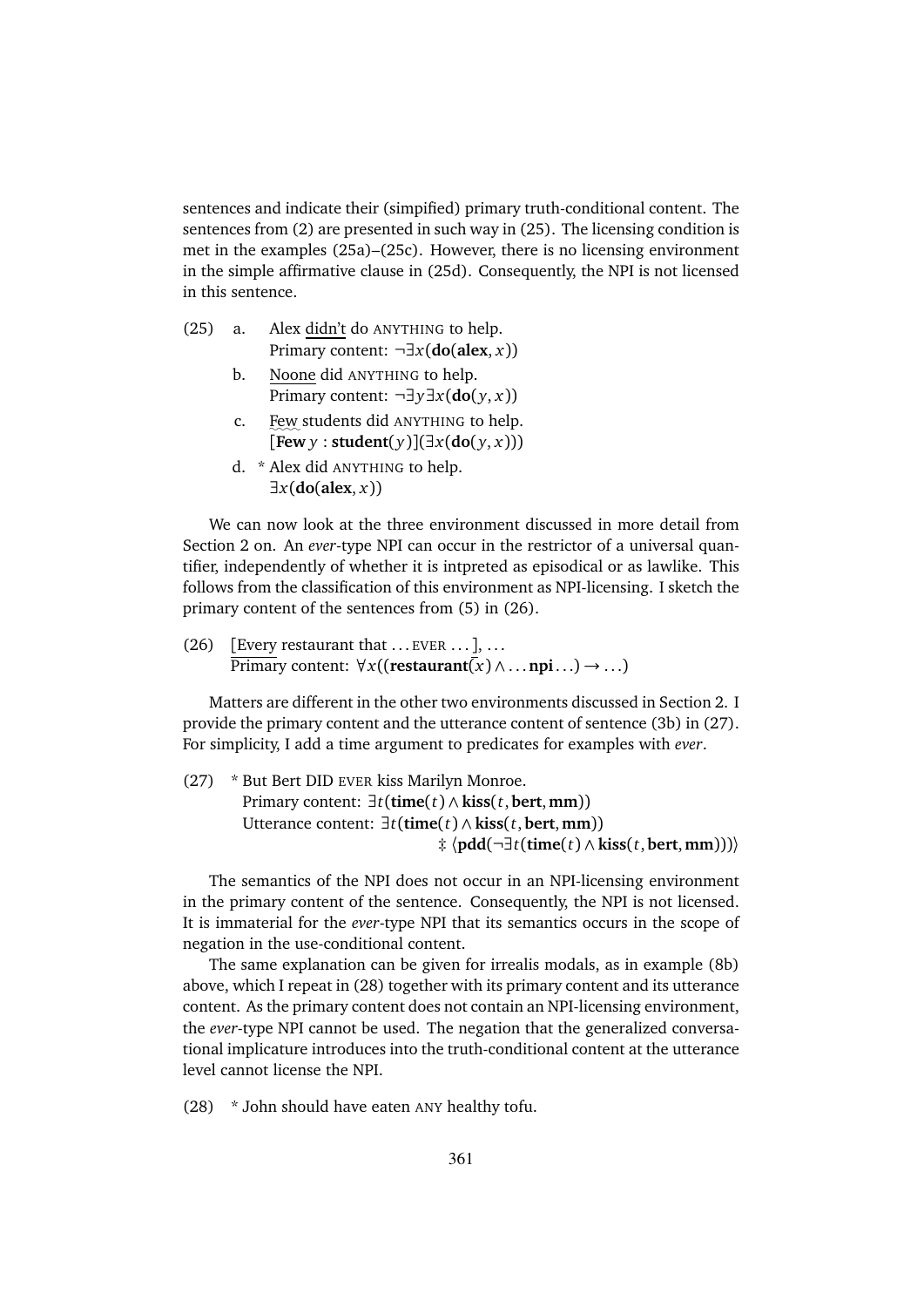sentences and indicate their (simpified) primary truth-conditional content. The sentences from (2) are presented in such way in (25). The licensing condition is met in the examples (25a)–(25c). However, there is no licensing environment in the simple affirmative clause in (25d). Consequently, the NPI is not licensed in this sentence.

(25) a. Alex didn't do ANYTHING to help.
Primary content: $\neg\exists x(\mathbf{do}(\mathbf{alex}, x))$

b. Noone did ANYTHING to help.
Primary content: $\neg\exists y \exists x(\mathbf{do}(y, x))$

c. Few students did ANYTHING to help.
$[\mathbf{Few}\, y : \mathbf{student}(y)](\exists x(\mathbf{do}(y, x)))$

d. * Alex did ANYTHING to help.
$\exists x(\mathbf{do}(\mathbf{alex}, x))$

We can now look at the three environment discussed in more detail from Section 2 on. An *ever*-type NPI can occur in the restrictor of a universal quantifier, independently of whether it is intpreted as episodical or as lawlike. This follows from the classification of this environment as NPI-licensing. I sketch the primary content of the sentences from (5) in (26).

(26) [Every restaurant that ... EVER ... ], ...
Primary content: $\forall x((\mathbf{restaurant}(x) \wedge \ldots \mathbf{npi} \ldots) \rightarrow \ldots)$

Matters are different in the other two environments discussed in Section 2. I provide the primary content and the utterance content of sentence (3b) in (27). For simplicity, I add a time argument to predicates for examples with *ever*.

(27) * But Bert DID EVER kiss Marilyn Monroe.
Primary content: $\exists t(\mathbf{time}(t) \wedge \mathbf{kiss}(t, \mathbf{bert}, \mathbf{mm}))$
Utterance content: $\exists t(\mathbf{time}(t) \wedge \mathbf{kiss}(t, \mathbf{bert}, \mathbf{mm}))$
$\ddagger \langle \mathbf{pdd}(\neg\exists t(\mathbf{time}(t) \wedge \mathbf{kiss}(t, \mathbf{bert}, \mathbf{mm}))) \rangle$

The semantics of the NPI does not occur in an NPI-licensing environment in the primary content of the sentence. Consequently, the NPI is not licensed. It is immaterial for the *ever*-type NPI that its semantics occurs in the scope of negation in the use-conditional content.

The same explanation can be given for irrealis modals, as in example (8b) above, which I repeat in (28) together with its primary content and its utterance content. As the primary content does not contain an NPI-licensing environment, the *ever*-type NPI cannot be used. The negation that the generalized conversational implicature introduces into the truth-conditional content at the utterance level cannot license the NPI.

(28) * John should have eaten ANY healthy tofu.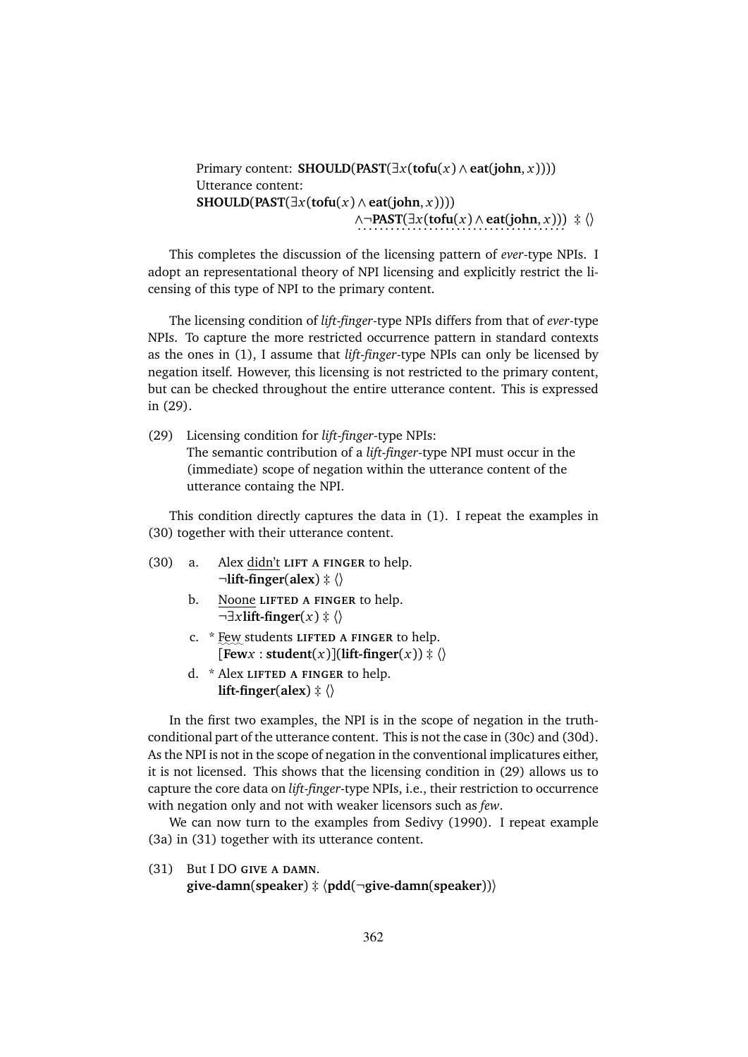Primary content: $\mathbf{SHOULD}(\mathbf{PAST}(\exists x(\mathbf{tofu}(x) \wedge \mathbf{eat}(\mathbf{john}, x))))$
Utterance content:
$\mathbf{SHOULD}(\mathbf{PAST}(\exists x(\mathbf{tofu}(x) \wedge \mathbf{eat}(\mathbf{john}, x))))$
$\qquad \wedge \neg\mathbf{PAST}(\exists x(\mathbf{tofu}(x) \wedge \mathbf{eat}(\mathbf{john}, x))) \;\ddagger\; \langle\rangle$

This completes the discussion of the licensing pattern of *ever*-type NPIs. I adopt an representational theory of NPI licensing and explicitly restrict the licensing of this type of NPI to the primary content.

The licensing condition of *lift-finger*-type NPIs differs from that of *ever*-type NPIs. To capture the more restricted occurrence pattern in standard contexts as the ones in (1), I assume that *lift-finger*-type NPIs can only be licensed by negation itself. However, this licensing is not restricted to the primary content, but can be checked throughout the entire utterance content. This is expressed in (29).

(29) Licensing condition for *lift-finger*-type NPIs:
The semantic contribution of a *lift-finger*-type NPI must occur in the (immediate) scope of negation within the utterance content of the utterance containg the NPI.

This condition directly captures the data in (1). I repeat the examples in (30) together with their utterance content.

(30) a. Alex didn't LIFT A FINGER to help.
$\neg\mathbf{lift\text{-}finger}(\mathbf{alex}) \ddagger \langle\rangle$

b. Noone LIFTED A FINGER to help.
$\neg\exists x \mathbf{lift\text{-}finger}(x) \ddagger \langle\rangle$

c. * Few students LIFTED A FINGER to help.
$[\mathbf{Few} x : \mathbf{student}(x)](\mathbf{lift\text{-}finger}(x)) \ddagger \langle\rangle$

d. * Alex LIFTED A FINGER to help.
$\mathbf{lift\text{-}finger}(\mathbf{alex}) \ddagger \langle\rangle$

In the first two examples, the NPI is in the scope of negation in the truth-conditional part of the utterance content. This is not the case in (30c) and (30d). As the NPI is not in the scope of negation in the conventional implicatures either, it is not licensed. This shows that the licensing condition in (29) allows us to capture the core data on *lift-finger*-type NPIs, i.e., their restriction to occurrence with negation only and not with weaker licensors such as *few*.

We can now turn to the examples from Sedivy (1990). I repeat example (3a) in (31) together with its utterance content.

(31) But I DO GIVE A DAMN.
$\mathbf{give\text{-}damn}(\mathbf{speaker}) \ddagger \langle \mathbf{pdd}(\neg\mathbf{give\text{-}damn}(\mathbf{speaker}))\rangle$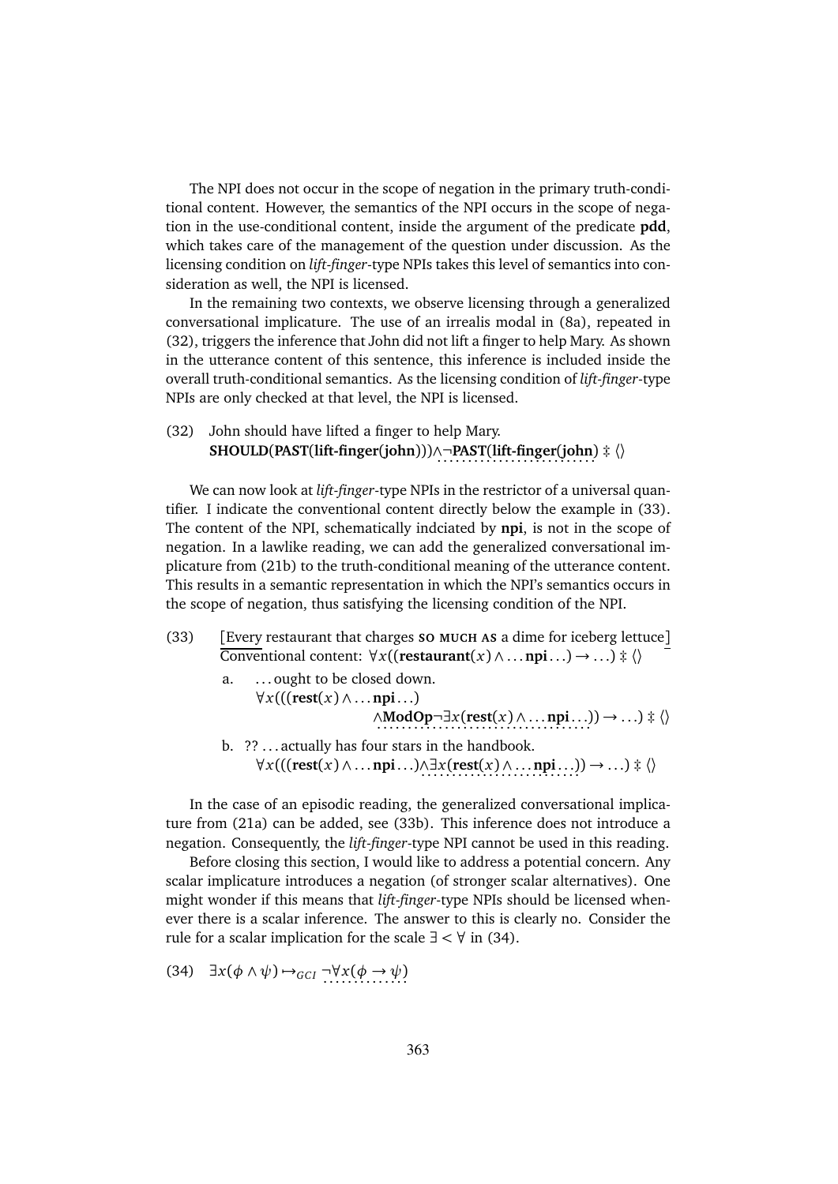The NPI does not occur in the scope of negation in the primary truth-conditional content. However, the semantics of the NPI occurs in the scope of negation in the use-conditional content, inside the argument of the predicate **pdd**, which takes care of the management of the question under discussion. As the licensing condition on *lift-finger*-type NPIs takes this level of semantics into consideration as well, the NPI is licensed.

In the remaining two contexts, we observe licensing through a generalized conversational implicature. The use of an irrealis modal in (8a), repeated in (32), triggers the inference that John did not lift a finger to help Mary. As shown in the utterance content of this sentence, this inference is included inside the overall truth-conditional semantics. As the licensing condition of *lift-finger*-type NPIs are only checked at that level, the NPI is licensed.

(32) John should have lifted a finger to help Mary.
$\mathbf{SHOULD}(\mathbf{PAST}(\mathbf{lift\text{-}finger}(\mathbf{john}))) \wedge \neg\mathbf{PAST}(\mathbf{lift\text{-}finger}(\mathbf{john})) \ddagger \langle\rangle$

We can now look at *lift-finger*-type NPIs in the restrictor of a universal quantifier. I indicate the conventional content directly below the example in (33). The content of the NPI, schematically indciated by **npi**, is not in the scope of negation. In a lawlike reading, we can add the generalized conversational implicature from (21b) to the truth-conditional meaning of the utterance content. This results in a semantic representation in which the NPI's semantics occurs in the scope of negation, thus satisfying the licensing condition of the NPI.

(33) [Every restaurant that charges SO MUCH AS a dime for iceberg lettuce]
Conventional content: $\forall x((\mathbf{restaurant}(x) \wedge \ldots \mathbf{npi} \ldots) \rightarrow \ldots) \ddagger \langle\rangle$

a. ... ought to be closed down.
$\forall x(((\mathbf{rest}(x) \wedge \ldots \mathbf{npi} \ldots) \wedge \mathbf{ModOp} \neg \exists x(\mathbf{rest}(x) \wedge \ldots \mathbf{npi} \ldots)) \rightarrow \ldots) \ddagger \langle\rangle$

b. ?? ... actually has four stars in the handbook.
$\forall x(((\mathbf{rest}(x) \wedge \ldots \mathbf{npi} \ldots) \wedge \exists x(\mathbf{rest}(x) \wedge \ldots \mathbf{npi} \ldots)) \rightarrow \ldots) \ddagger \langle\rangle$

In the case of an episodic reading, the generalized conversational implicature from (21a) can be added, see (33b). This inference does not introduce a negation. Consequently, the *lift-finger*-type NPI cannot be used in this reading.

Before closing this section, I would like to address a potential concern. Any scalar implicature introduces a negation (of stronger scalar alternatives). One might wonder if this means that *lift-finger*-type NPIs should be licensed whenever there is a scalar inference. The answer to this is clearly no. Consider the rule for a scalar implication for the scale $\exists < \forall$ in (34).

(34) $\exists x(\phi \wedge \psi) \mapsto_{GCI} \neg \forall x(\phi \rightarrow \psi)$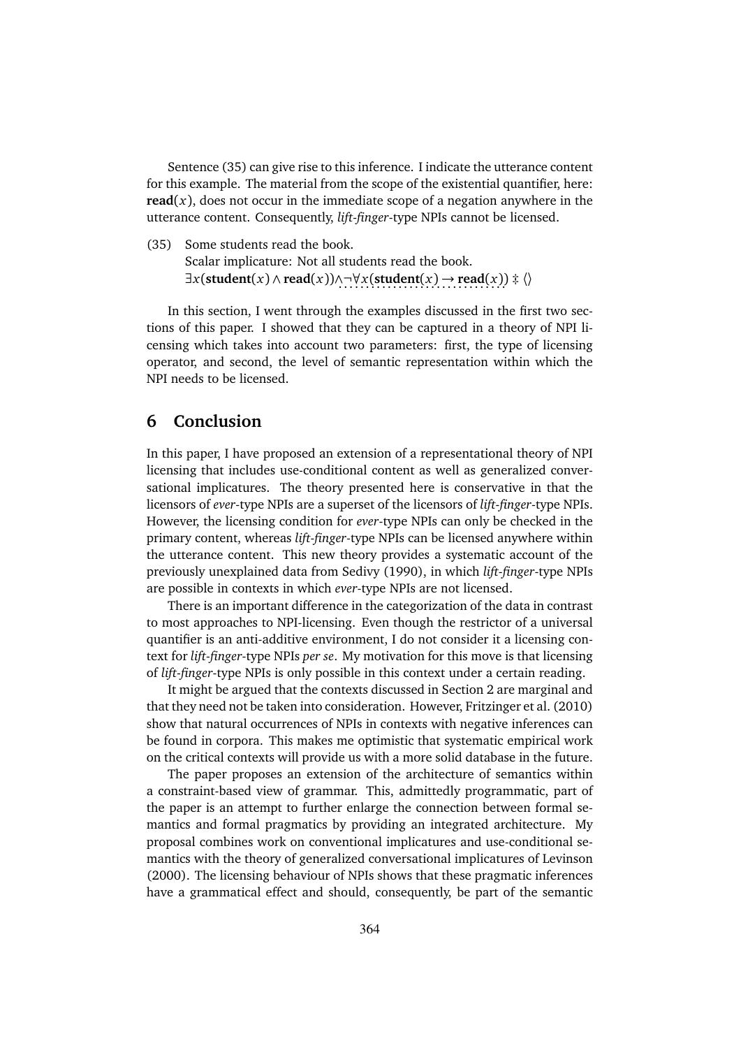Sentence (35) can give rise to this inference. I indicate the utterance content for this example. The material from the scope of the existential quantifier, here: $\mathbf{read}(x)$, does not occur in the immediate scope of a negation anywhere in the utterance content. Consequently, *lift-finger*-type NPIs cannot be licensed.

(35) Some students read the book.
Scalar implicature: Not all students read the book.
$\exists x(\mathbf{student}(x) \wedge \mathbf{read}(x)) \wedge \neg\forall x(\mathbf{student}(x) \rightarrow \mathbf{read}(x)) \ddagger \langle\rangle$

In this section, I went through the examples discussed in the first two sections of this paper. I showed that they can be captured in a theory of NPI licensing which takes into account two parameters: first, the type of licensing operator, and second, the level of semantic representation within which the NPI needs to be licensed.

## 6 Conclusion

In this paper, I have proposed an extension of a representational theory of NPI licensing that includes use-conditional content as well as generalized conversational implicatures. The theory presented here is conservative in that the licensors of *ever*-type NPIs are a superset of the licensors of *lift-finger*-type NPIs. However, the licensing condition for *ever*-type NPIs can only be checked in the primary content, whereas *lift-finger*-type NPIs can be licensed anywhere within the utterance content. This new theory provides a systematic account of the previously unexplained data from Sedivy (1990), in which *lift-finger*-type NPIs are possible in contexts in which *ever*-type NPIs are not licensed.

There is an important difference in the categorization of the data in contrast to most approaches to NPI-licensing. Even though the restrictor of a universal quantifier is an anti-additive environment, I do not consider it a licensing context for *lift-finger*-type NPIs *per se*. My motivation for this move is that licensing of *lift-finger*-type NPIs is only possible in this context under a certain reading.

It might be argued that the contexts discussed in Section 2 are marginal and that they need not be taken into consideration. However, Fritzinger et al. (2010) show that natural occurrences of NPIs in contexts with negative inferences can be found in corpora. This makes me optimistic that systematic empirical work on the critical contexts will provide us with a more solid database in the future.

The paper proposes an extension of the architecture of semantics within a constraint-based view of grammar. This, admittedly programmatic, part of the paper is an attempt to further enlarge the connection between formal semantics and formal pragmatics by providing an integrated architecture. My proposal combines work on conventional implicatures and use-conditional semantics with the theory of generalized conversational implicatures of Levinson (2000). The licensing behaviour of NPIs shows that these pragmatic inferences have a grammatical effect and should, consequently, be part of the semantic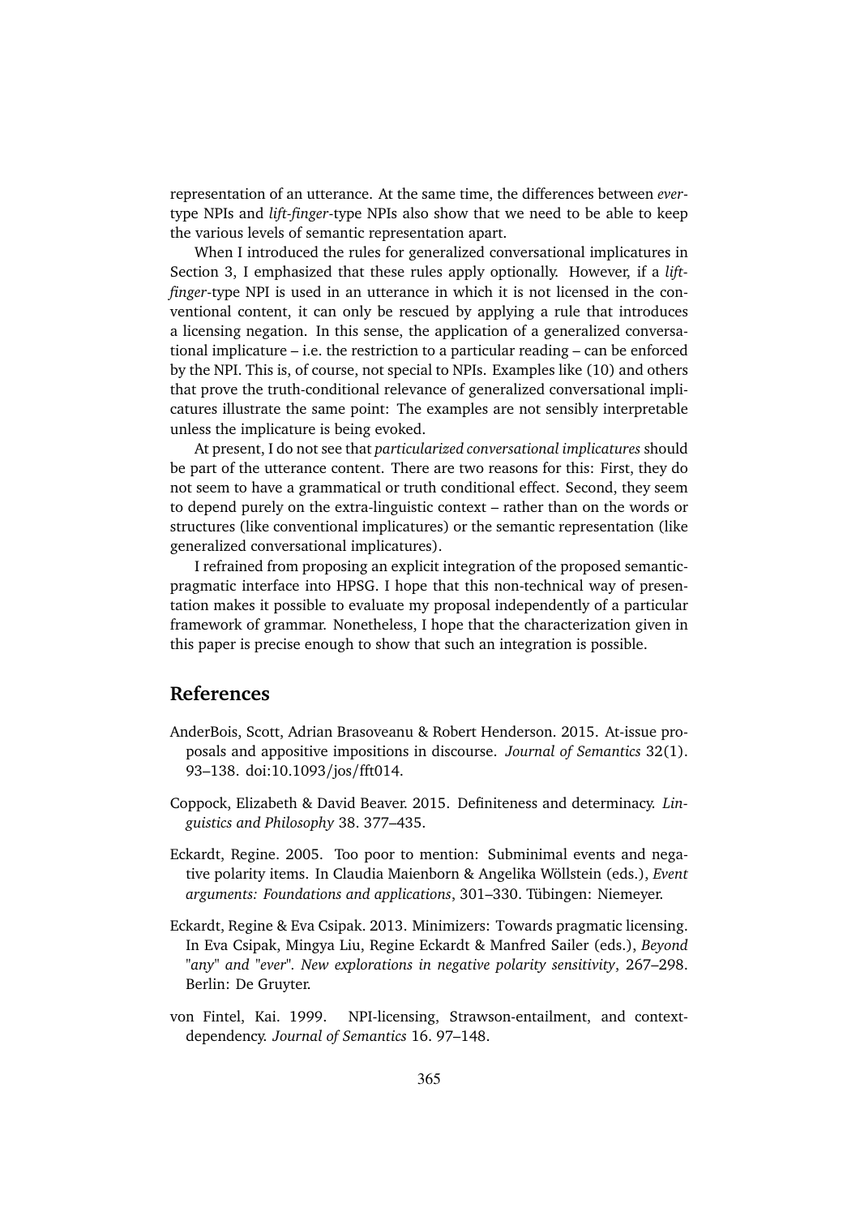representation of an utterance. At the same time, the differences between *ever*-type NPIs and *lift-finger*-type NPIs also show that we need to be able to keep the various levels of semantic representation apart.

When I introduced the rules for generalized conversational implicatures in Section 3, I emphasized that these rules apply optionally. However, if a *lift-finger*-type NPI is used in an utterance in which it is not licensed in the conventional content, it can only be rescued by applying a rule that introduces a licensing negation. In this sense, the application of a generalized conversational implicature – i.e. the restriction to a particular reading – can be enforced by the NPI. This is, of course, not special to NPIs. Examples like (10) and others that prove the truth-conditional relevance of generalized conversational implicatures illustrate the same point: The examples are not sensibly interpretable unless the implicature is being evoked.

At present, I do not see that *particularized conversational implicatures* should be part of the utterance content. There are two reasons for this: First, they do not seem to have a grammatical or truth conditional effect. Second, they seem to depend purely on the extra-linguistic context – rather than on the words or structures (like conventional implicatures) or the semantic representation (like generalized conversational implicatures).

I refrained from proposing an explicit integration of the proposed semantic-pragmatic interface into HPSG. I hope that this non-technical way of presentation makes it possible to evaluate my proposal independently of a particular framework of grammar. Nonetheless, I hope that the characterization given in this paper is precise enough to show that such an integration is possible.

## References

AnderBois, Scott, Adrian Brasoveanu & Robert Henderson. 2015. At-issue proposals and appositive impositions in discourse. *Journal of Semantics* 32(1). 93–138. doi:10.1093/jos/fft014.

Coppock, Elizabeth & David Beaver. 2015. Definiteness and determinacy. *Linguistics and Philosophy* 38. 377–435.

Eckardt, Regine. 2005. Too poor to mention: Subminimal events and negative polarity items. In Claudia Maienborn & Angelika Wöllstein (eds.), *Event arguments: Foundations and applications*, 301–330. Tübingen: Niemeyer.

Eckardt, Regine & Eva Csipak. 2013. Minimizers: Towards pragmatic licensing. In Eva Csipak, Mingya Liu, Regine Eckardt & Manfred Sailer (eds.), *Beyond "any" and "ever". New explorations in negative polarity sensitivity*, 267–298. Berlin: De Gruyter.

von Fintel, Kai. 1999. NPI-licensing, Strawson-entailment, and context-dependency. *Journal of Semantics* 16. 97–148.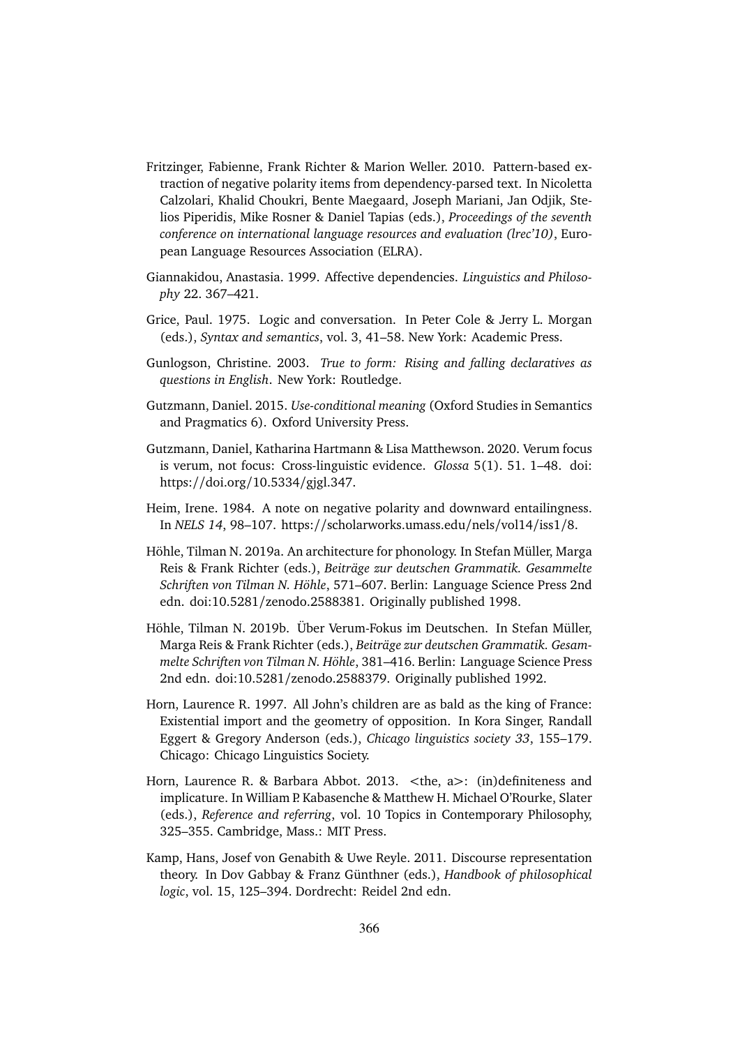Fritzinger, Fabienne, Frank Richter & Marion Weller. 2010. Pattern-based extraction of negative polarity items from dependency-parsed text. In Nicoletta Calzolari, Khalid Choukri, Bente Maegaard, Joseph Mariani, Jan Odjik, Stelios Piperidis, Mike Rosner & Daniel Tapias (eds.), *Proceedings of the seventh conference on international language resources and evaluation (lrec'10)*, European Language Resources Association (ELRA).

Giannakidou, Anastasia. 1999. Affective dependencies. *Linguistics and Philosophy* 22. 367–421.

Grice, Paul. 1975. Logic and conversation. In Peter Cole & Jerry L. Morgan (eds.), *Syntax and semantics*, vol. 3, 41–58. New York: Academic Press.

Gunlogson, Christine. 2003. *True to form: Rising and falling declaratives as questions in English*. New York: Routledge.

Gutzmann, Daniel. 2015. *Use-conditional meaning* (Oxford Studies in Semantics and Pragmatics 6). Oxford University Press.

Gutzmann, Daniel, Katharina Hartmann & Lisa Matthewson. 2020. Verum focus is verum, not focus: Cross-linguistic evidence. *Glossa* 5(1). 51. 1–48. doi: https://doi.org/10.5334/gjgl.347.

Heim, Irene. 1984. A note on negative polarity and downward entailingness. In *NELS 14*, 98–107. https://scholarworks.umass.edu/nels/vol14/iss1/8.

Höhle, Tilman N. 2019a. An architecture for phonology. In Stefan Müller, Marga Reis & Frank Richter (eds.), *Beiträge zur deutschen Grammatik. Gesammelte Schriften von Tilman N. Höhle*, 571–607. Berlin: Language Science Press 2nd edn. doi:10.5281/zenodo.2588381. Originally published 1998.

Höhle, Tilman N. 2019b. Über Verum-Fokus im Deutschen. In Stefan Müller, Marga Reis & Frank Richter (eds.), *Beiträge zur deutschen Grammatik. Gesammelte Schriften von Tilman N. Höhle*, 381–416. Berlin: Language Science Press 2nd edn. doi:10.5281/zenodo.2588379. Originally published 1992.

Horn, Laurence R. 1997. All John's children are as bald as the king of France: Existential import and the geometry of opposition. In Kora Singer, Randall Eggert & Gregory Anderson (eds.), *Chicago linguistics society 33*, 155–179. Chicago: Chicago Linguistics Society.

Horn, Laurence R. & Barbara Abbot. 2013. <the, a>: (in)definiteness and implicature. In William P. Kabasenche & Matthew H. Michael O'Rourke, Slater (eds.), *Reference and referring*, vol. 10 Topics in Contemporary Philosophy, 325–355. Cambridge, Mass.: MIT Press.

Kamp, Hans, Josef von Genabith & Uwe Reyle. 2011. Discourse representation theory. In Dov Gabbay & Franz Günthner (eds.), *Handbook of philosophical logic*, vol. 15, 125–394. Dordrecht: Reidel 2nd edn.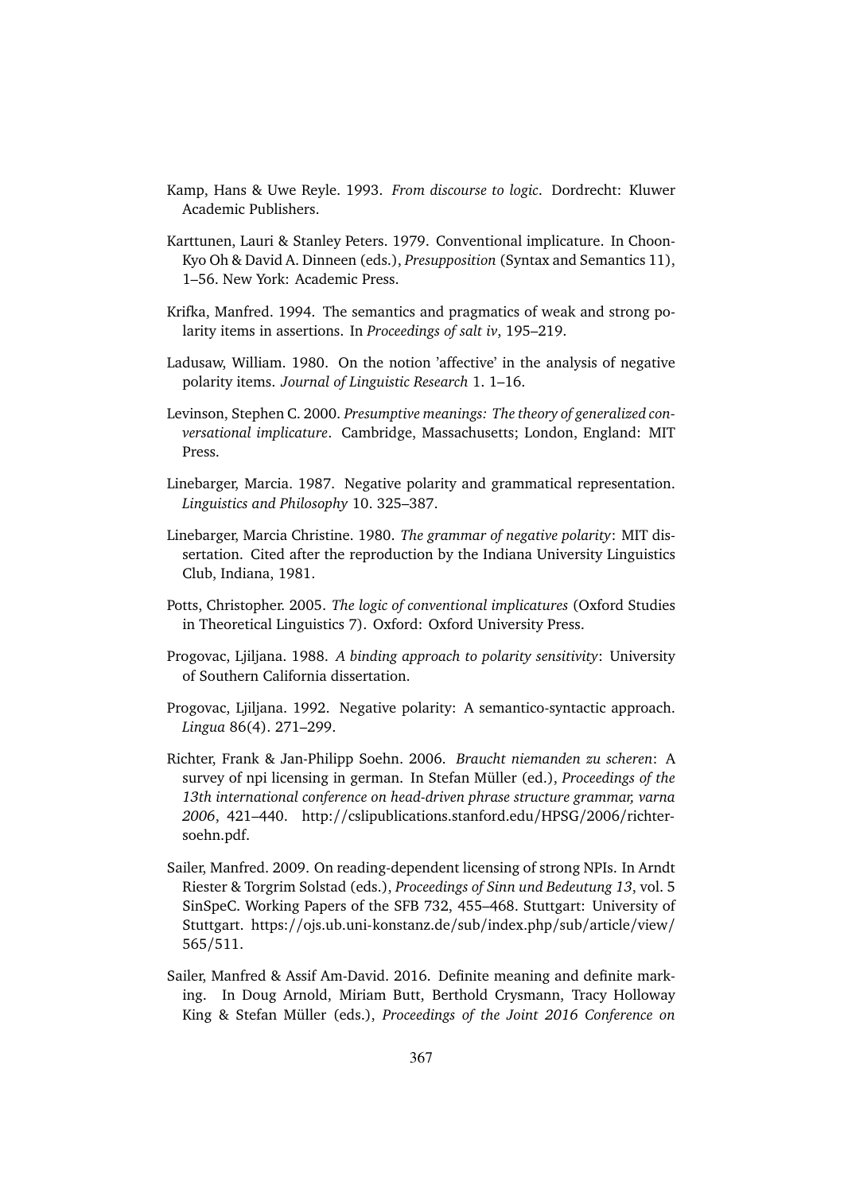Kamp, Hans & Uwe Reyle. 1993. *From discourse to logic*. Dordrecht: Kluwer Academic Publishers.

Karttunen, Lauri & Stanley Peters. 1979. Conventional implicature. In Choon-Kyo Oh & David A. Dinneen (eds.), *Presupposition* (Syntax and Semantics 11), 1–56. New York: Academic Press.

Krifka, Manfred. 1994. The semantics and pragmatics of weak and strong polarity items in assertions. In *Proceedings of salt iv*, 195–219.

Ladusaw, William. 1980. On the notion 'affective' in the analysis of negative polarity items. *Journal of Linguistic Research* 1. 1–16.

Levinson, Stephen C. 2000. *Presumptive meanings: The theory of generalized conversational implicature*. Cambridge, Massachusetts; London, England: MIT Press.

Linebarger, Marcia. 1987. Negative polarity and grammatical representation. *Linguistics and Philosophy* 10. 325–387.

Linebarger, Marcia Christine. 1980. *The grammar of negative polarity*: MIT dissertation. Cited after the reproduction by the Indiana University Linguistics Club, Indiana, 1981.

Potts, Christopher. 2005. *The logic of conventional implicatures* (Oxford Studies in Theoretical Linguistics 7). Oxford: Oxford University Press.

Progovac, Ljiljana. 1988. *A binding approach to polarity sensitivity*: University of Southern California dissertation.

Progovac, Ljiljana. 1992. Negative polarity: A semantico-syntactic approach. *Lingua* 86(4). 271–299.

Richter, Frank & Jan-Philipp Soehn. 2006. *Braucht niemanden zu scheren*: A survey of npi licensing in german. In Stefan Müller (ed.), *Proceedings of the 13th international conference on head-driven phrase structure grammar, varna 2006*, 421–440. http://cslipublications.stanford.edu/HPSG/2006/richter-soehn.pdf.

Sailer, Manfred. 2009. On reading-dependent licensing of strong NPIs. In Arndt Riester & Torgrim Solstad (eds.), *Proceedings of Sinn und Bedeutung 13*, vol. 5 SinSpeC. Working Papers of the SFB 732, 455–468. Stuttgart: University of Stuttgart. https://ojs.ub.uni-konstanz.de/sub/index.php/sub/article/view/565/511.

Sailer, Manfred & Assif Am-David. 2016. Definite meaning and definite marking. In Doug Arnold, Miriam Butt, Berthold Crysmann, Tracy Holloway King & Stefan Müller (eds.), *Proceedings of the Joint 2016 Conference on*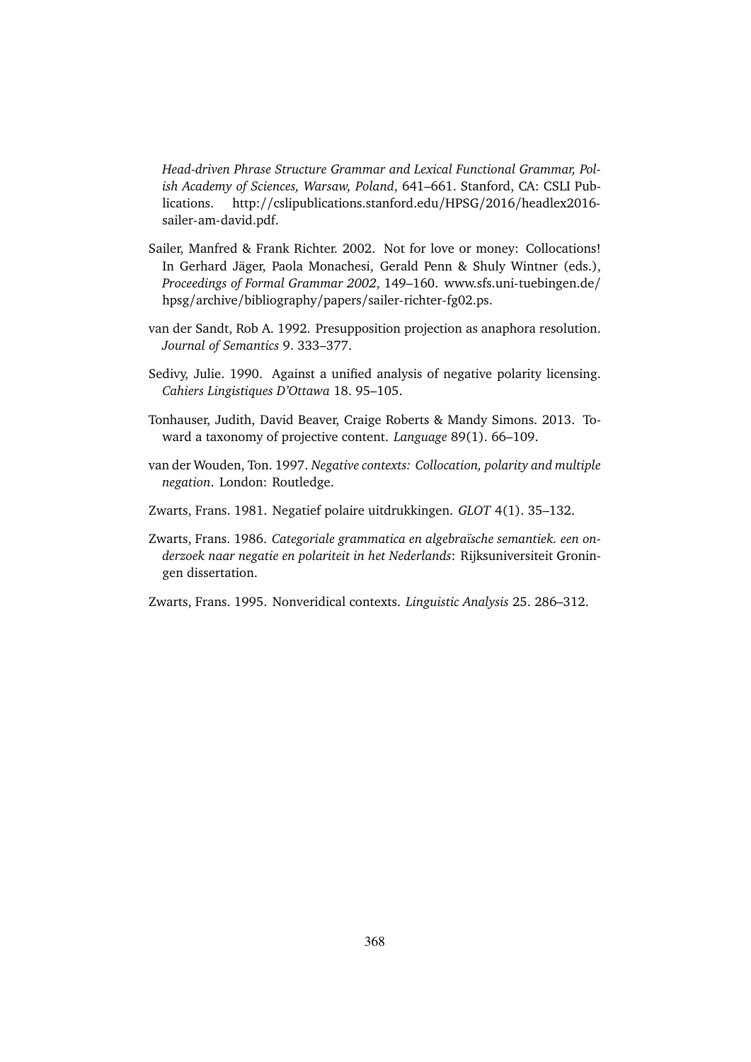*Head-driven Phrase Structure Grammar and Lexical Functional Grammar, Polish Academy of Sciences, Warsaw, Poland*, 641–661. Stanford, CA: CSLI Publications. http://cslipublications.stanford.edu/HPSG/2016/headlex2016-sailer-am-david.pdf.

Sailer, Manfred & Frank Richter. 2002. Not for love or money: Collocations! In Gerhard Jäger, Paola Monachesi, Gerald Penn & Shuly Wintner (eds.), *Proceedings of Formal Grammar 2002*, 149–160. www.sfs.uni-tuebingen.de/hpsg/archive/bibliography/papers/sailer-richter-fg02.ps.

van der Sandt, Rob A. 1992. Presupposition projection as anaphora resolution. *Journal of Semantics* 9. 333–377.

Sedivy, Julie. 1990. Against a unified analysis of negative polarity licensing. *Cahiers Lingistiques D'Ottawa* 18. 95–105.

Tonhauser, Judith, David Beaver, Craige Roberts & Mandy Simons. 2013. Toward a taxonomy of projective content. *Language* 89(1). 66–109.

van der Wouden, Ton. 1997. *Negative contexts: Collocation, polarity and multiple negation*. London: Routledge.

Zwarts, Frans. 1981. Negatief polaire uitdrukkingen. *GLOT* 4(1). 35–132.

Zwarts, Frans. 1986. *Categoriale grammatica en algebraïsche semantiek. een onderzoek naar negatie en polariteit in het Nederlands*: Rijksuniversiteit Groningen dissertation.

Zwarts, Frans. 1995. Nonveridical contexts. *Linguistic Analysis* 25. 286–312.